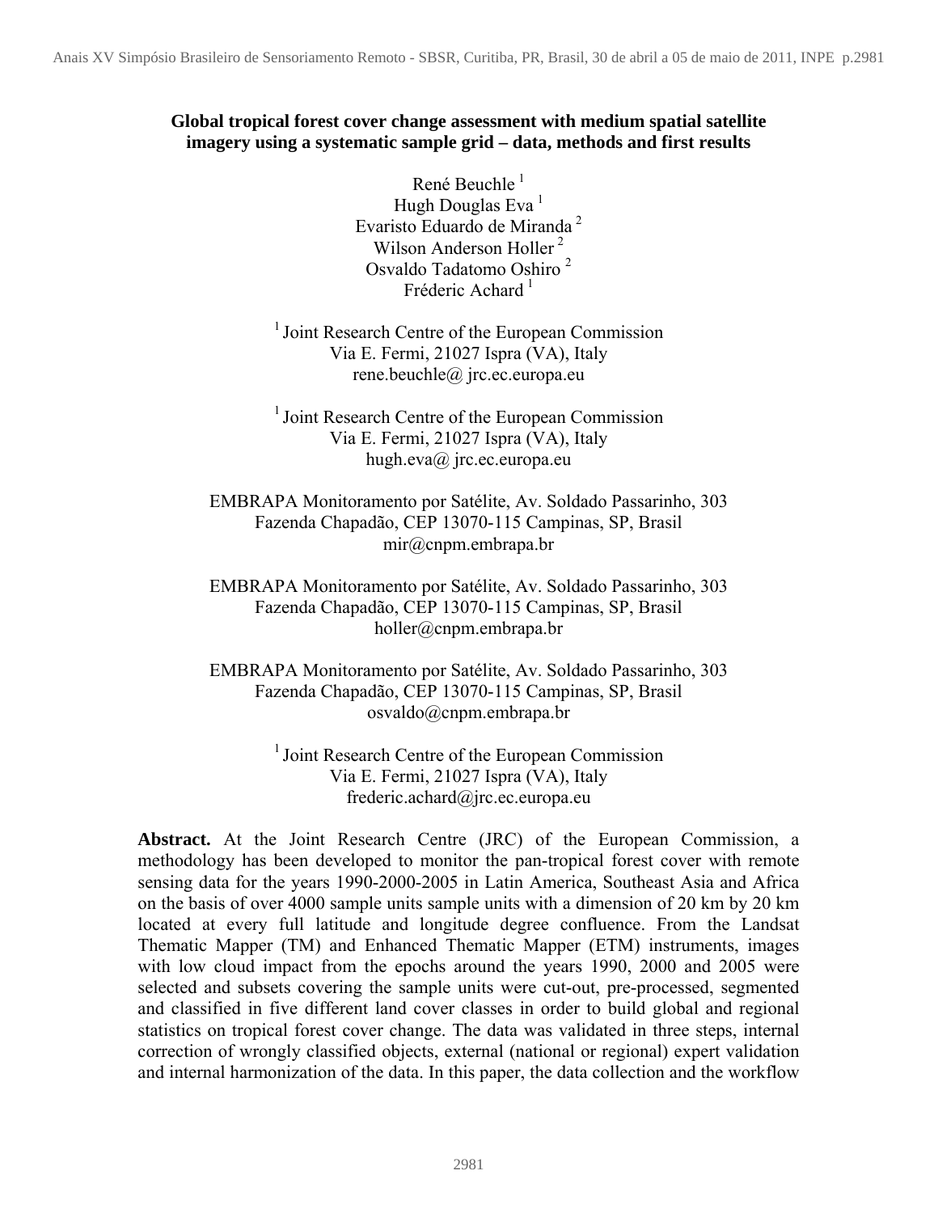**Global tropical forest cover change assessment with medium spatial satellite imagery using a systematic sample grid – data, methods and first results**

René Beuchle [1]
Hugh Douglas Eva [1]
Evaristo Eduardo de Miranda [2]
Wilson Anderson Holler [2]
Osvaldo Tadatomo Oshiro [2]
Fréderic Achard [1]

[1] Joint Research Centre of the European Commission
Via E. Fermi, 21027 Ispra (VA), Italy
rene.beuchle@ jrc.ec.europa.eu

[1] Joint Research Centre of the European Commission
Via E. Fermi, 21027 Ispra (VA), Italy
hugh.eva@ jrc.ec.europa.eu

EMBRAPA Monitoramento por Satélite, Av. Soldado Passarinho, 303
Fazenda Chapadão, CEP 13070-115 Campinas, SP, Brasil
mir@cnpm.embrapa.br

EMBRAPA Monitoramento por Satélite, Av. Soldado Passarinho, 303
Fazenda Chapadão, CEP 13070-115 Campinas, SP, Brasil
holler@cnpm.embrapa.br

EMBRAPA Monitoramento por Satélite, Av. Soldado Passarinho, 303
Fazenda Chapadão, CEP 13070-115 Campinas, SP, Brasil
osvaldo@cnpm.embrapa.br

[1] Joint Research Centre of the European Commission
Via E. Fermi, 21027 Ispra (VA), Italy
frederic.achard@jrc.ec.europa.eu

**Abstract.** At the Joint Research Centre (JRC) of the European Commission, a methodology has been developed to monitor the pan-tropical forest cover with remote sensing data for the years 1990-2000-2005 in Latin America, Southeast Asia and Africa on the basis of over 4000 sample units sample units with a dimension of 20 km by 20 km located at every full latitude and longitude degree confluence. From the Landsat Thematic Mapper (TM) and Enhanced Thematic Mapper (ETM) instruments, images with low cloud impact from the epochs around the years 1990, 2000 and 2005 were selected and subsets covering the sample units were cut-out, pre-processed, segmented and classified in five different land cover classes in order to build global and regional statistics on tropical forest cover change. The data was validated in three steps, internal correction of wrongly classified objects, external (national or regional) expert validation and internal harmonization of the data. In this paper, the data collection and the workflow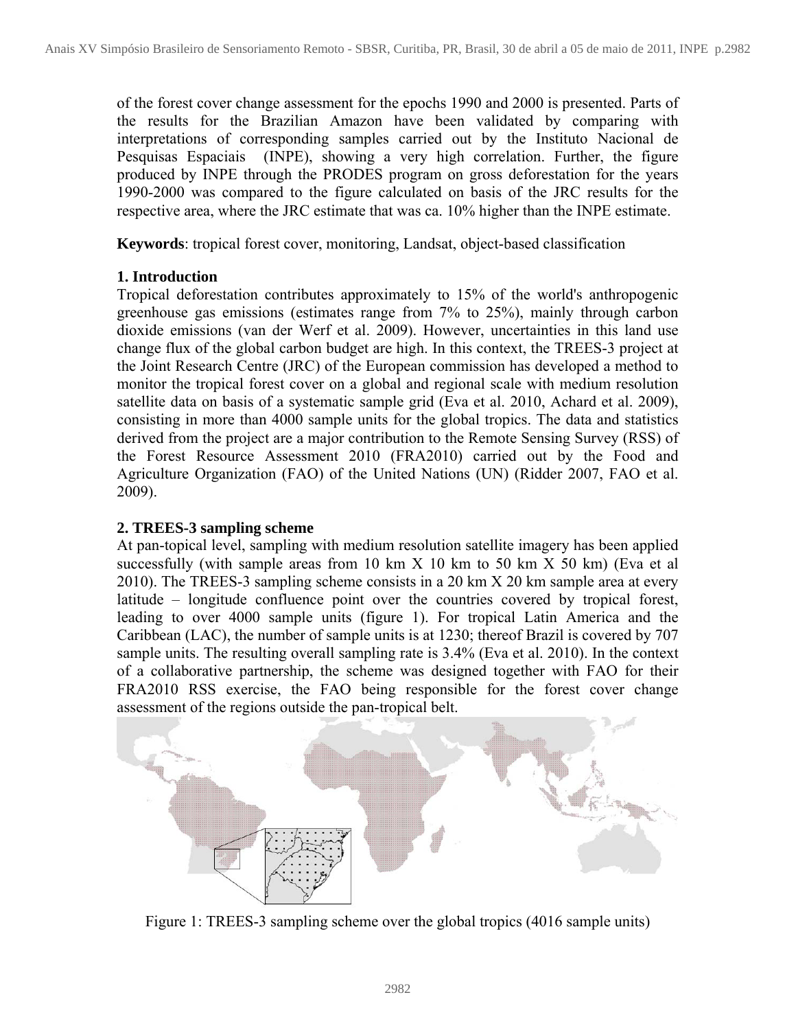of the forest cover change assessment for the epochs 1990 and 2000 is presented. Parts of the results for the Brazilian Amazon have been validated by comparing with interpretations of corresponding samples carried out by the Instituto Nacional de Pesquisas Espaciais (INPE), showing a very high correlation. Further, the figure produced by INPE through the PRODES program on gross deforestation for the years 1990-2000 was compared to the figure calculated on basis of the JRC results for the respective area, where the JRC estimate that was ca. 10% higher than the INPE estimate.

**Keywords**: tropical forest cover, monitoring, Landsat, object-based classification

## 1. Introduction

Tropical deforestation contributes approximately to 15% of the world's anthropogenic greenhouse gas emissions (estimates range from 7% to 25%), mainly through carbon dioxide emissions (van der Werf et al. 2009). However, uncertainties in this land use change flux of the global carbon budget are high. In this context, the TREES-3 project at the Joint Research Centre (JRC) of the European commission has developed a method to monitor the tropical forest cover on a global and regional scale with medium resolution satellite data on basis of a systematic sample grid (Eva et al. 2010, Achard et al. 2009), consisting in more than 4000 sample units for the global tropics. The data and statistics derived from the project are a major contribution to the Remote Sensing Survey (RSS) of the Forest Resource Assessment 2010 (FRA2010) carried out by the Food and Agriculture Organization (FAO) of the United Nations (UN) (Ridder 2007, FAO et al. 2009).

## 2. TREES-3 sampling scheme

At pan-topical level, sampling with medium resolution satellite imagery has been applied successfully (with sample areas from 10 km X 10 km to 50 km X 50 km) (Eva et al 2010). The TREES-3 sampling scheme consists in a 20 km X 20 km sample area at every latitude – longitude confluence point over the countries covered by tropical forest, leading to over 4000 sample units (figure 1). For tropical Latin America and the Caribbean (LAC), the number of sample units is at 1230; thereof Brazil is covered by 707 sample units. The resulting overall sampling rate is 3.4% (Eva et al. 2010). In the context of a collaborative partnership, the scheme was designed together with FAO for their FRA2010 RSS exercise, the FAO being responsible for the forest cover change assessment of the regions outside the pan-tropical belt.

Figure 1: TREES-3 sampling scheme over the global tropics (4016 sample units)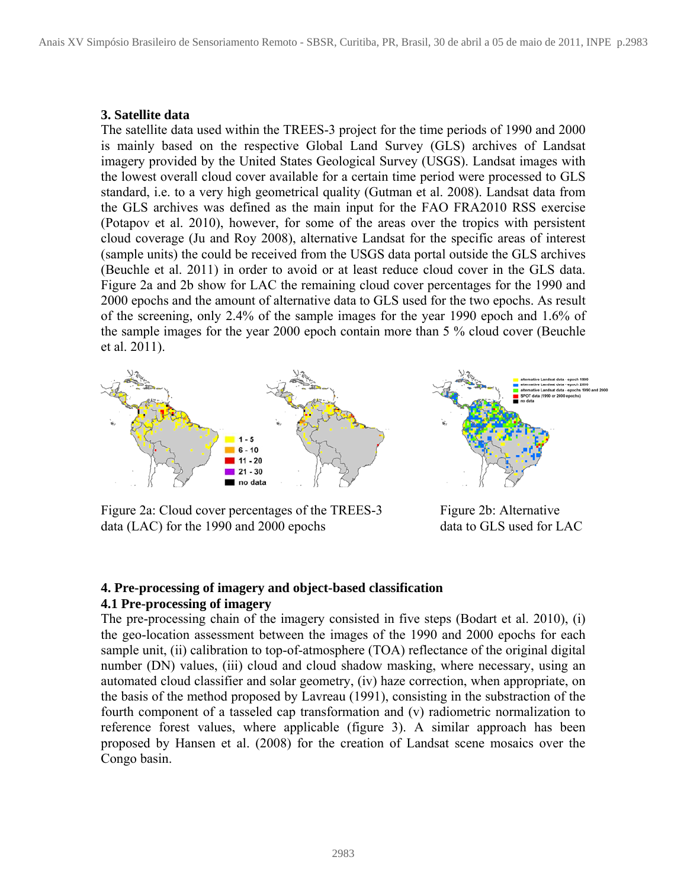### 3. Satellite data

The satellite data used within the TREES-3 project for the time periods of 1990 and 2000 is mainly based on the respective Global Land Survey (GLS) archives of Landsat imagery provided by the United States Geological Survey (USGS). Landsat images with the lowest overall cloud cover available for a certain time period were processed to GLS standard, i.e. to a very high geometrical quality (Gutman et al. 2008). Landsat data from the GLS archives was defined as the main input for the FAO FRA2010 RSS exercise (Potapov et al. 2010), however, for some of the areas over the tropics with persistent cloud coverage (Ju and Roy 2008), alternative Landsat for the specific areas of interest (sample units) the could be received from the USGS data portal outside the GLS archives (Beuchle et al. 2011) in order to avoid or at least reduce cloud cover in the GLS data. Figure 2a and 2b show for LAC the remaining cloud cover percentages for the 1990 and 2000 epochs and the amount of alternative data to GLS used for the two epochs. As result of the screening, only 2.4% of the sample images for the year 1990 epoch and 1.6% of the sample images for the year 2000 epoch contain more than 5 % cloud cover (Beuchle et al. 2011).

Figure 2a: Cloud cover percentages of the TREES-3 data (LAC) for the 1990 and 2000 epochs

Figure 2b: Alternative data to GLS used for LAC

### 4. Pre-processing of imagery and object-based classification

#### 4.1 Pre-processing of imagery

The pre-processing chain of the imagery consisted in five steps (Bodart et al. 2010), (i) the geo-location assessment between the images of the 1990 and 2000 epochs for each sample unit, (ii) calibration to top-of-atmosphere (TOA) reflectance of the original digital number (DN) values, (iii) cloud and cloud shadow masking, where necessary, using an automated cloud classifier and solar geometry, (iv) haze correction, when appropriate, on the basis of the method proposed by Lavreau (1991), consisting in the substraction of the fourth component of a tasseled cap transformation and (v) radiometric normalization to reference forest values, where applicable (figure 3). A similar approach has been proposed by Hansen et al. (2008) for the creation of Landsat scene mosaics over the Congo basin.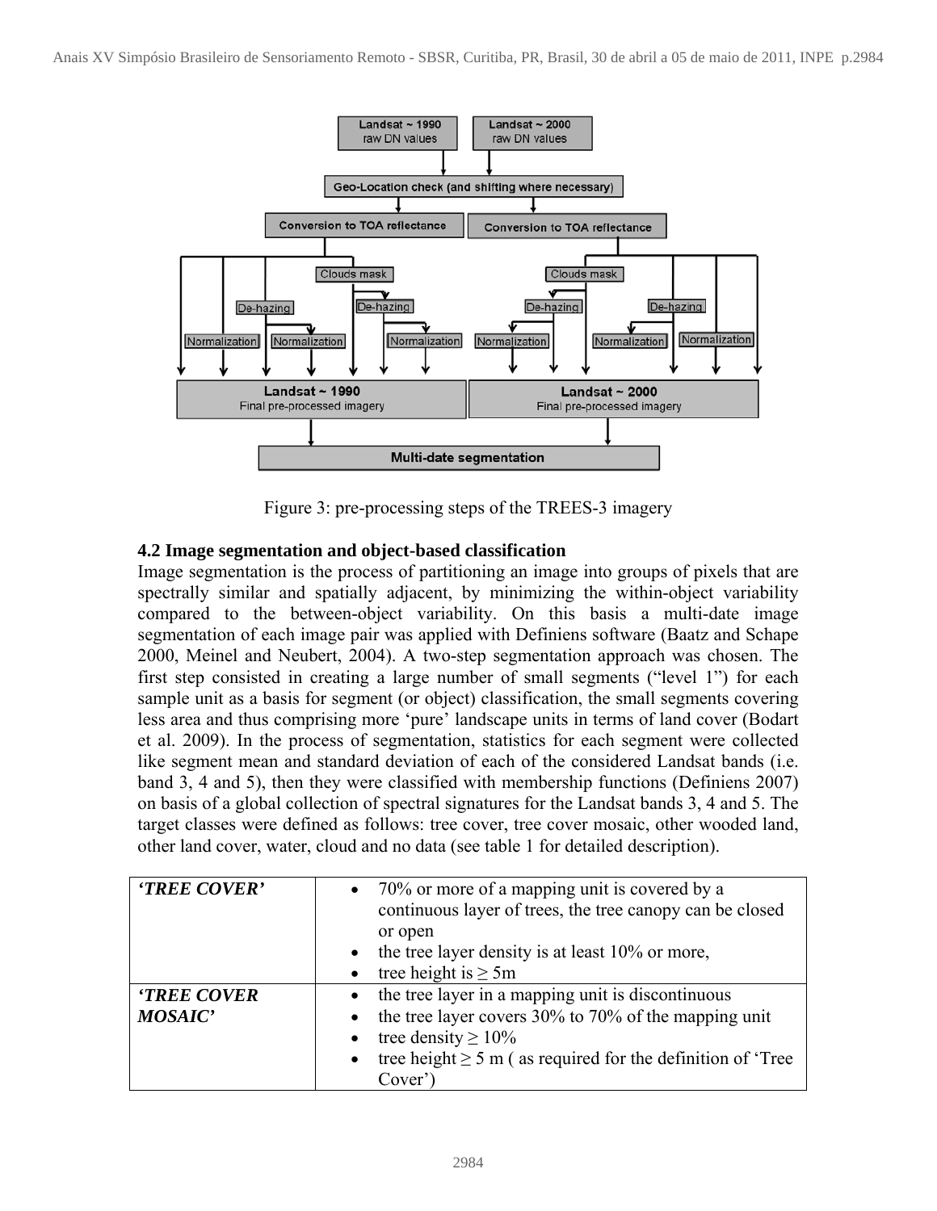Figure 3: pre-processing steps of the TREES-3 imagery

### 4.2 Image segmentation and object-based classification

Image segmentation is the process of partitioning an image into groups of pixels that are spectrally similar and spatially adjacent, by minimizing the within-object variability compared to the between-object variability. On this basis a multi-date image segmentation of each image pair was applied with Definiens software (Baatz and Schape 2000, Meinel and Neubert, 2004). A two-step segmentation approach was chosen. The first step consisted in creating a large number of small segments ("level 1") for each sample unit as a basis for segment (or object) classification, the small segments covering less area and thus comprising more 'pure' landscape units in terms of land cover (Bodart et al. 2009). In the process of segmentation, statistics for each segment were collected like segment mean and standard deviation of each of the considered Landsat bands (i.e. band 3, 4 and 5), then they were classified with membership functions (Definiens 2007) on basis of a global collection of spectral signatures for the Landsat bands 3, 4 and 5. The target classes were defined as follows: tree cover, tree cover mosaic, other wooded land, other land cover, water, cloud and no data (see table 1 for detailed description).

| | |
|---|---|
| ***'TREE COVER'*** | • 70% or more of a mapping unit is covered by a continuous layer of trees, the tree canopy can be closed or open<br>• the tree layer density is at least 10% or more,<br>• tree height is ≥ 5m |
| ***'TREE COVER MOSAIC'*** | • the tree layer in a mapping unit is discontinuous<br>• the tree layer covers 30% to 70% of the mapping unit<br>• tree density ≥ 10%<br>• tree height ≥ 5 m ( as required for the definition of 'Tree Cover') |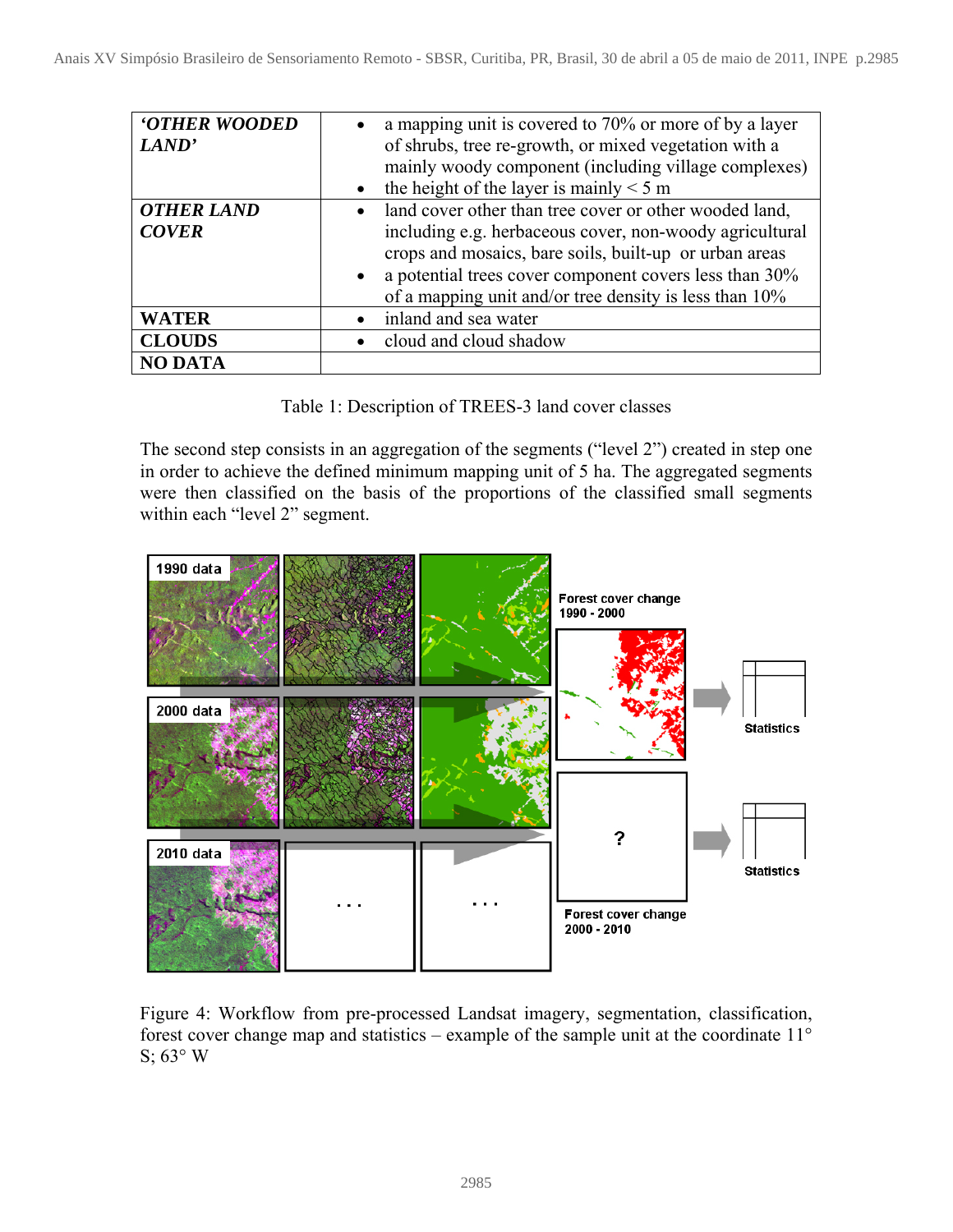| | |
|---|---|
| ***'OTHER WOODED LAND'*** | • a mapping unit is covered to 70% or more of by a layer of shrubs, tree re-growth, or mixed vegetation with a mainly woody component (including village complexes)<br>• the height of the layer is mainly < 5 m |
| ***OTHER LAND COVER*** | • land cover other than tree cover or other wooded land, including e.g. herbaceous cover, non-woody agricultural crops and mosaics, bare soils, built-up or urban areas<br>• a potential trees cover component covers less than 30% of a mapping unit and/or tree density is less than 10% |
| **WATER** | • inland and sea water |
| **CLOUDS** | • cloud and cloud shadow |
| **NO DATA** | |

Table 1: Description of TREES-3 land cover classes

The second step consists in an aggregation of the segments ("level 2") created in step one in order to achieve the defined minimum mapping unit of 5 ha. The aggregated segments were then classified on the basis of the proportions of the classified small segments within each "level 2" segment.

Figure 4: Workflow from pre-processed Landsat imagery, segmentation, classification, forest cover change map and statistics – example of the sample unit at the coordinate 11° S; 63° W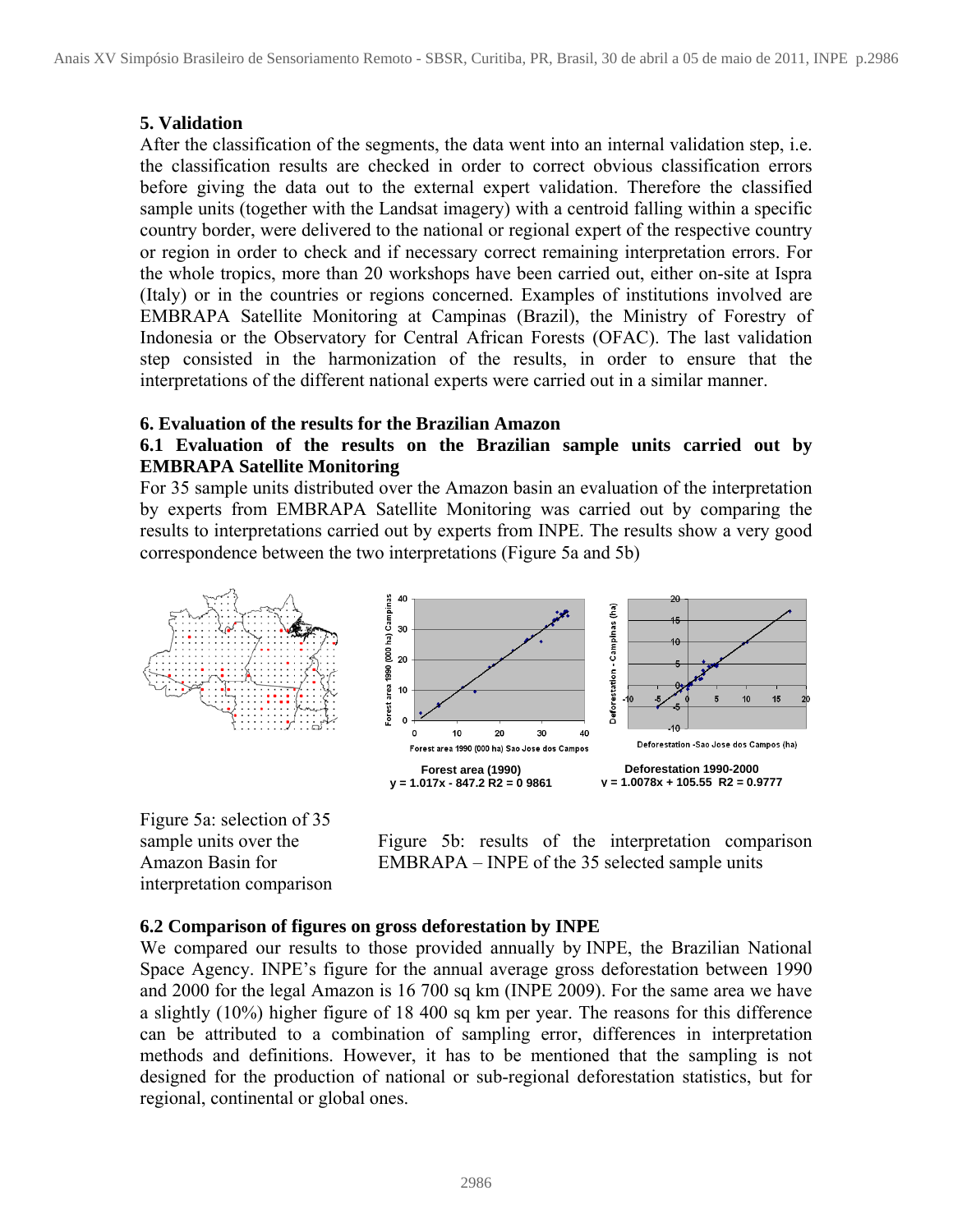## 5. Validation

After the classification of the segments, the data went into an internal validation step, i.e. the classification results are checked in order to correct obvious classification errors before giving the data out to the external expert validation. Therefore the classified sample units (together with the Landsat imagery) with a centroid falling within a specific country border, were delivered to the national or regional expert of the respective country or region in order to check and if necessary correct remaining interpretation errors. For the whole tropics, more than 20 workshops have been carried out, either on-site at Ispra (Italy) or in the countries or regions concerned. Examples of institutions involved are EMBRAPA Satellite Monitoring at Campinas (Brazil), the Ministry of Forestry of Indonesia or the Observatory for Central African Forests (OFAC). The last validation step consisted in the harmonization of the results, in order to ensure that the interpretations of the different national experts were carried out in a similar manner.

## 6. Evaluation of the results for the Brazilian Amazon

### 6.1 Evaluation of the results on the Brazilian sample units carried out by EMBRAPA Satellite Monitoring

For 35 sample units distributed over the Amazon basin an evaluation of the interpretation by experts from EMBRAPA Satellite Monitoring was carried out by comparing the results to interpretations carried out by experts from INPE. The results show a very good correspondence between the two interpretations (Figure 5a and 5b)

Forest area (1990)
$y = 1.017x - 847.2 \quad R^2 = 0.9861$

Deforestation 1990-2000
$y = 1.0078x + 105.55 \quad R^2 = 0.9777$

Figure 5a: selection of 35 sample units over the Amazon Basin for interpretation comparison

Figure 5b: results of the interpretation comparison EMBRAPA – INPE of the 35 selected sample units

### 6.2 Comparison of figures on gross deforestation by INPE

We compared our results to those provided annually by INPE, the Brazilian National Space Agency. INPE's figure for the annual average gross deforestation between 1990 and 2000 for the legal Amazon is 16 700 sq km (INPE 2009). For the same area we have a slightly (10%) higher figure of 18 400 sq km per year. The reasons for this difference can be attributed to a combination of sampling error, differences in interpretation methods and definitions. However, it has to be mentioned that the sampling is not designed for the production of national or sub-regional deforestation statistics, but for regional, continental or global ones.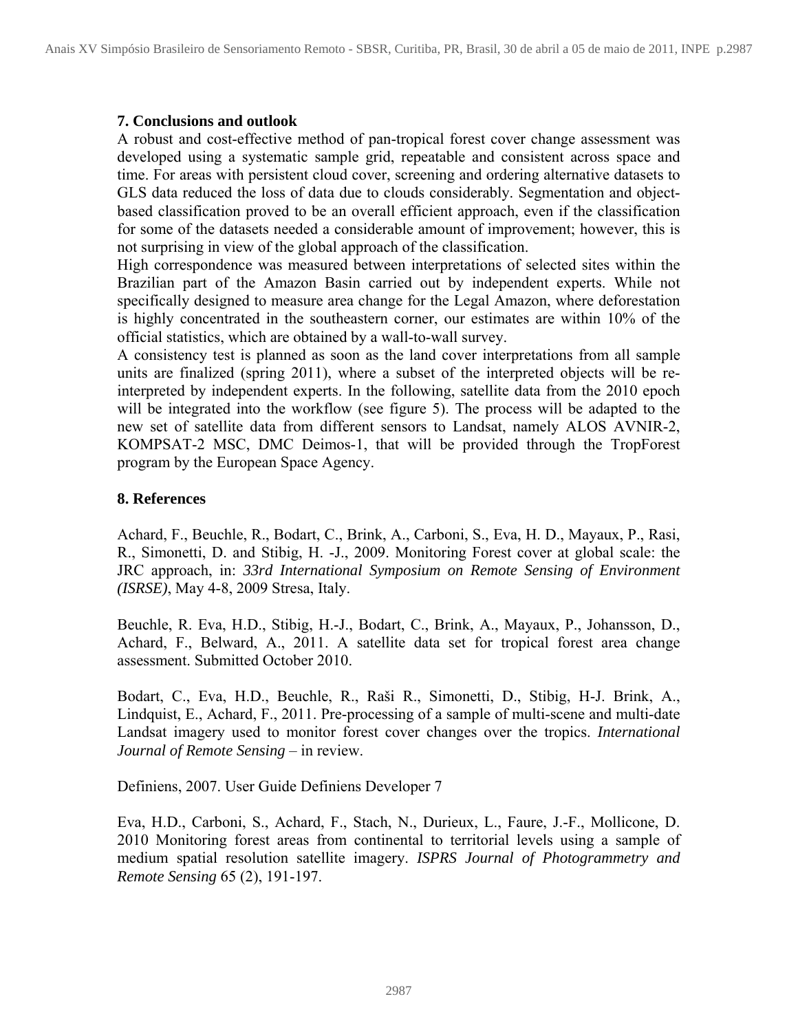## 7. Conclusions and outlook

A robust and cost-effective method of pan-tropical forest cover change assessment was developed using a systematic sample grid, repeatable and consistent across space and time. For areas with persistent cloud cover, screening and ordering alternative datasets to GLS data reduced the loss of data due to clouds considerably. Segmentation and object-based classification proved to be an overall efficient approach, even if the classification for some of the datasets needed a considerable amount of improvement; however, this is not surprising in view of the global approach of the classification.

High correspondence was measured between interpretations of selected sites within the Brazilian part of the Amazon Basin carried out by independent experts. While not specifically designed to measure area change for the Legal Amazon, where deforestation is highly concentrated in the southeastern corner, our estimates are within 10% of the official statistics, which are obtained by a wall-to-wall survey.

A consistency test is planned as soon as the land cover interpretations from all sample units are finalized (spring 2011), where a subset of the interpreted objects will be re-interpreted by independent experts. In the following, satellite data from the 2010 epoch will be integrated into the workflow (see figure 5). The process will be adapted to the new set of satellite data from different sensors to Landsat, namely ALOS AVNIR-2, KOMPSAT-2 MSC, DMC Deimos-1, that will be provided through the TropForest program by the European Space Agency.

## 8. References

Achard, F., Beuchle, R., Bodart, C., Brink, A., Carboni, S., Eva, H. D., Mayaux, P., Rasi, R., Simonetti, D. and Stibig, H. -J., 2009. Monitoring Forest cover at global scale: the JRC approach, in: *33rd International Symposium on Remote Sensing of Environment (ISRSE)*, May 4-8, 2009 Stresa, Italy.

Beuchle, R. Eva, H.D., Stibig, H.-J., Bodart, C., Brink, A., Mayaux, P., Johansson, D., Achard, F., Belward, A., 2011. A satellite data set for tropical forest area change assessment. Submitted October 2010.

Bodart, C., Eva, H.D., Beuchle, R., Raši R., Simonetti, D., Stibig, H-J. Brink, A., Lindquist, E., Achard, F., 2011. Pre-processing of a sample of multi-scene and multi-date Landsat imagery used to monitor forest cover changes over the tropics. *International Journal of Remote Sensing* – in review.

Definiens, 2007. User Guide Definiens Developer 7

Eva, H.D., Carboni, S., Achard, F., Stach, N., Durieux, L., Faure, J.-F., Mollicone, D. 2010 Monitoring forest areas from continental to territorial levels using a sample of medium spatial resolution satellite imagery. *ISPRS Journal of Photogrammetry and Remote Sensing* 65 (2), 191-197.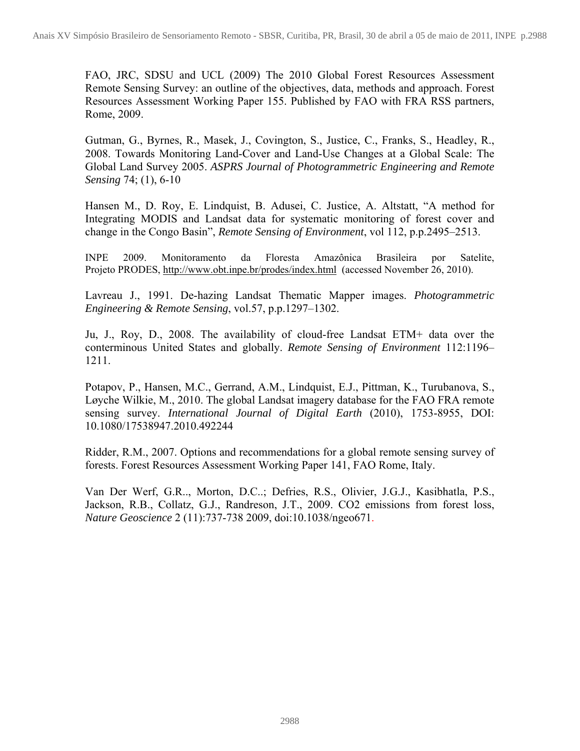FAO, JRC, SDSU and UCL (2009) The 2010 Global Forest Resources Assessment Remote Sensing Survey: an outline of the objectives, data, methods and approach. Forest Resources Assessment Working Paper 155. Published by FAO with FRA RSS partners, Rome, 2009.

Gutman, G., Byrnes, R., Masek, J., Covington, S., Justice, C., Franks, S., Headley, R., 2008. Towards Monitoring Land-Cover and Land-Use Changes at a Global Scale: The Global Land Survey 2005. *ASPRS Journal of Photogrammetric Engineering and Remote Sensing* 74; (1), 6-10

Hansen M., D. Roy, E. Lindquist, B. Adusei, C. Justice, A. Altstatt, "A method for Integrating MODIS and Landsat data for systematic monitoring of forest cover and change in the Congo Basin", *Remote Sensing of Environment*, vol 112, p.p.2495–2513.

INPE 2009. Monitoramento da Floresta Amazônica Brasileira por Satelite, Projeto PRODES, http://www.obt.inpe.br/prodes/index.html (accessed November 26, 2010).

Lavreau J., 1991. De-hazing Landsat Thematic Mapper images. *Photogrammetric Engineering & Remote Sensing*, vol.57, p.p.1297–1302.

Ju, J., Roy, D., 2008. The availability of cloud-free Landsat ETM+ data over the conterminous United States and globally. *Remote Sensing of Environment* 112:1196–1211.

Potapov, P., Hansen, M.C., Gerrand, A.M., Lindquist, E.J., Pittman, K., Turubanova, S., Løyche Wilkie, M., 2010. The global Landsat imagery database for the FAO FRA remote sensing survey. *International Journal of Digital Earth* (2010), 1753-8955, DOI: 10.1080/17538947.2010.492244

Ridder, R.M., 2007. Options and recommendations for a global remote sensing survey of forests. Forest Resources Assessment Working Paper 141, FAO Rome, Italy.

Van Der Werf, G.R.., Morton, D.C..; Defries, R.S., Olivier, J.G.J., Kasibhatla, P.S., Jackson, R.B., Collatz, G.J., Randreson, J.T., 2009. CO2 emissions from forest loss, *Nature Geoscience* 2 (11):737-738 2009, doi:10.1038/ngeo671.